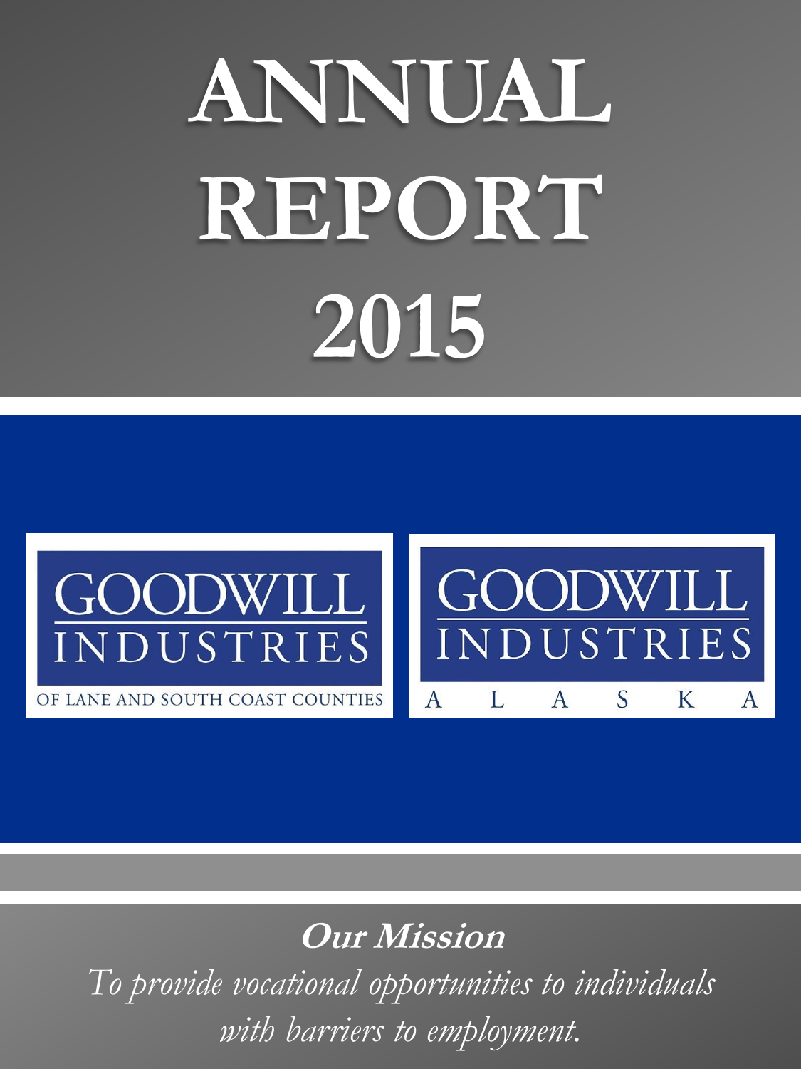# ANNUAL REPORT 2015

GOODWILL INDUSTRIES OF LANE AND SOUTH COAST COUNTIES

GOODWILL INDUSTRIES ALASKA

## *Our Mission*

*To provide vocational opportunities to individuals with barriers to employment.*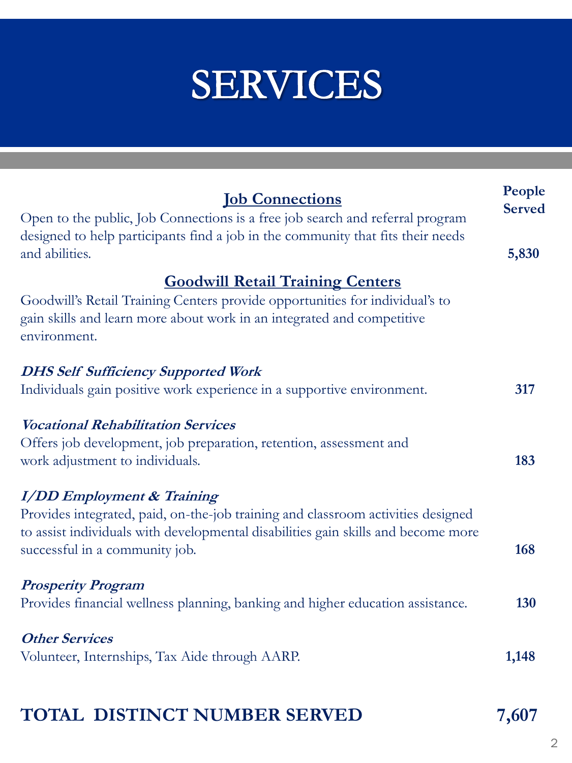# SERVICES

| | People Served |
|---|---|
| **Job Connections**<br>Open to the public, Job Connections is a free job search and referral program designed to help participants find a job in the community that fits their needs and abilities. | **5,830** |
| **Goodwill Retail Training Centers**<br>Goodwill's Retail Training Centers provide opportunities for individual's to gain skills and learn more about work in an integrated and competitive environment. | |
| ***DHS Self Sufficiency Supported Work***<br>Individuals gain positive work experience in a supportive environment. | **317** |
| ***Vocational Rehabilitation Services***<br>Offers job development, job preparation, retention, assessment and work adjustment to individuals. | **183** |
| ***I/DD Employment & Training***<br>Provides integrated, paid, on-the-job training and classroom activities designed to assist individuals with developmental disabilities gain skills and become more successful in a community job. | **168** |
| ***Prosperity Program***<br>Provides financial wellness planning, banking and higher education assistance. | **130** |
| ***Other Services***<br>Volunteer, Internships, Tax Aide through AARP. | **1,148** |
| **TOTAL DISTINCT NUMBER SERVED** | **7,607** |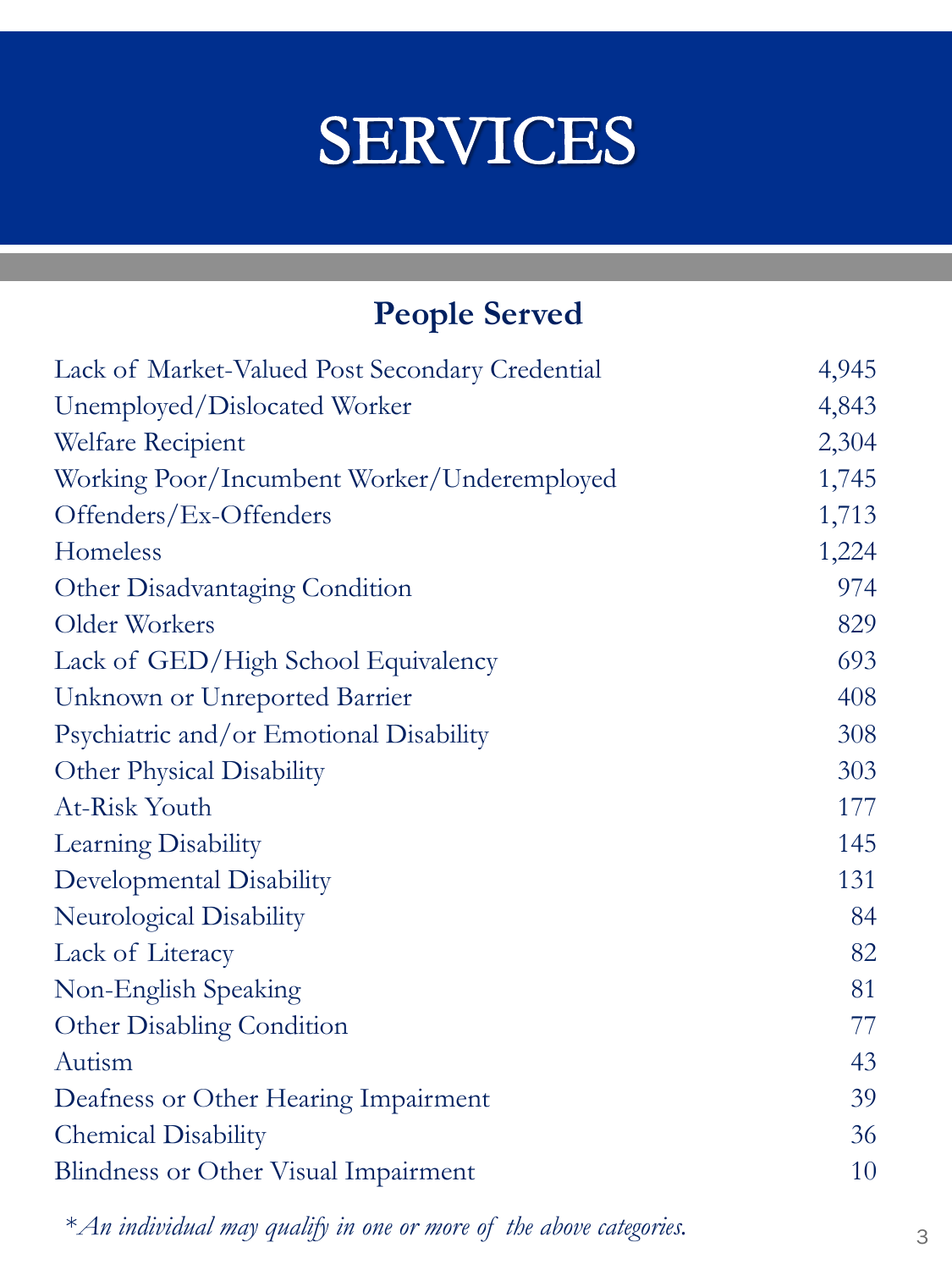# SERVICES

## People Served

| Category | Count |
| --- | --- |
| Lack of Market-Valued Post Secondary Credential | 4,945 |
| Unemployed/Dislocated Worker | 4,843 |
| Welfare Recipient | 2,304 |
| Working Poor/Incumbent Worker/Underemployed | 1,745 |
| Offenders/Ex-Offenders | 1,713 |
| Homeless | 1,224 |
| Other Disadvantaging Condition | 974 |
| Older Workers | 829 |
| Lack of GED/High School Equivalency | 693 |
| Unknown or Unreported Barrier | 408 |
| Psychiatric and/or Emotional Disability | 308 |
| Other Physical Disability | 303 |
| At-Risk Youth | 177 |
| Learning Disability | 145 |
| Developmental Disability | 131 |
| Neurological Disability | 84 |
| Lack of Literacy | 82 |
| Non-English Speaking | 81 |
| Other Disabling Condition | 77 |
| Autism | 43 |
| Deafness or Other Hearing Impairment | 39 |
| Chemical Disability | 36 |
| Blindness or Other Visual Impairment | 10 |

*\*An individual may qualify in one or more of the above categories.*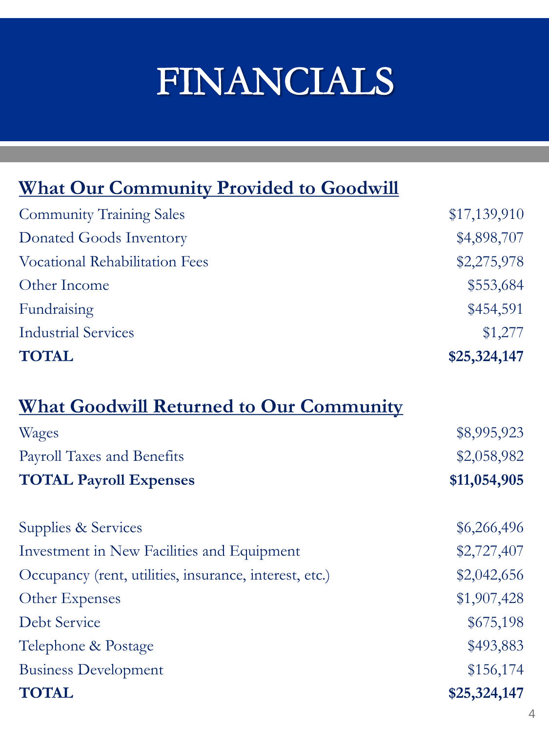# FINANCIALS

## What Our Community Provided to Goodwill

| | |
|---|---:|
| Community Training Sales | $17,139,910 |
| Donated Goods Inventory | $4,898,707 |
| Vocational Rehabilitation Fees | $2,275,978 |
| Other Income | $553,684 |
| Fundraising | $454,591 |
| Industrial Services | $1,277 |
| **TOTAL** | **$25,324,147** |

## What Goodwill Returned to Our Community

| | |
|---|---:|
| Wages | $8,995,923 |
| Payroll Taxes and Benefits | $2,058,982 |
| **TOTAL Payroll Expenses** | **$11,054,905** |
| | |
| Supplies & Services | $6,266,496 |
| Investment in New Facilities and Equipment | $2,727,407 |
| Occupancy (rent, utilities, insurance, interest, etc.) | $2,042,656 |
| Other Expenses | $1,907,428 |
| Debt Service | $675,198 |
| Telephone & Postage | $493,883 |
| Business Development | $156,174 |
| **TOTAL** | **$25,324,147** |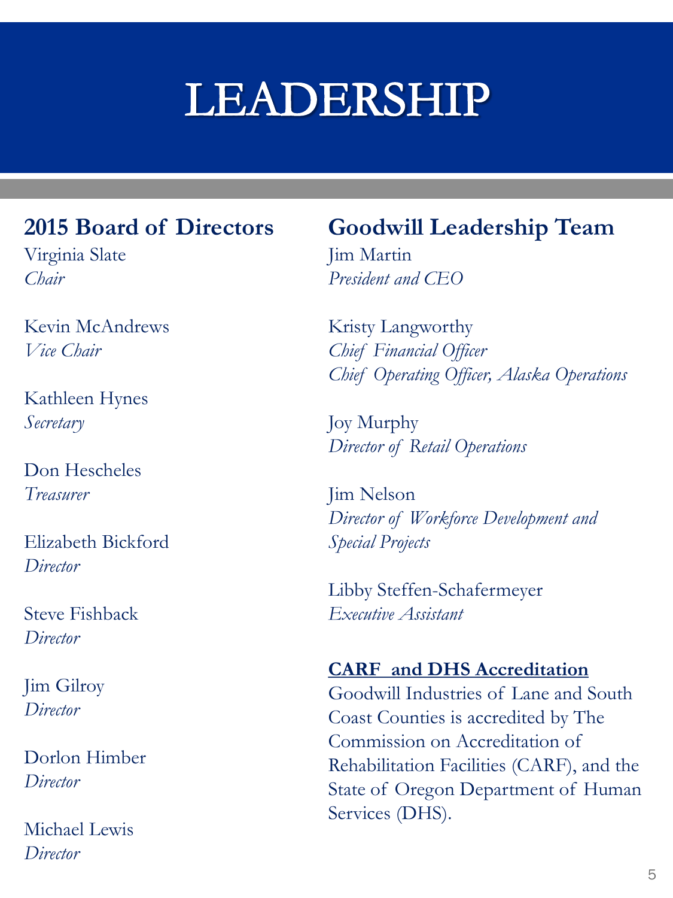# LEADERSHIP

## 2015 Board of Directors

Virginia Slate
*Chair*

Kevin McAndrews
*Vice Chair*

Kathleen Hynes
*Secretary*

Don Hescheles
*Treasurer*

Elizabeth Bickford
*Director*

Steve Fishback
*Director*

Jim Gilroy
*Director*

Dorlon Himber
*Director*

Michael Lewis
*Director*

## Goodwill Leadership Team

Jim Martin
*President and CEO*

Kristy Langworthy
*Chief Financial Officer*
*Chief Operating Officer, Alaska Operations*

Joy Murphy
*Director of Retail Operations*

Jim Nelson
*Director of Workforce Development and Special Projects*

Libby Steffen-Schafermeyer
*Executive Assistant*

### CARF and DHS Accreditation

Goodwill Industries of Lane and South Coast Counties is accredited by The Commission on Accreditation of Rehabilitation Facilities (CARF), and the State of Oregon Department of Human Services (DHS).